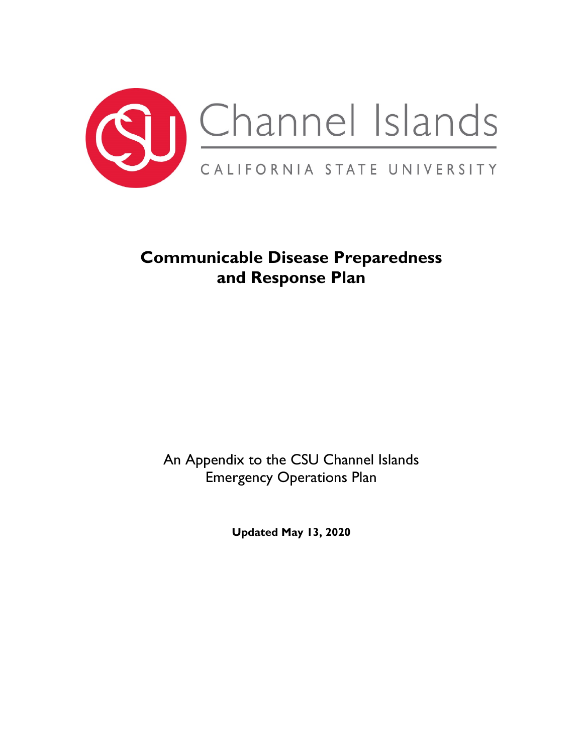Channel Islands

CALIFORNIA STATE UNIVERSITY

# Communicable Disease Preparedness and Response Plan

An Appendix to the CSU Channel Islands Emergency Operations Plan

**Updated May 13, 2020**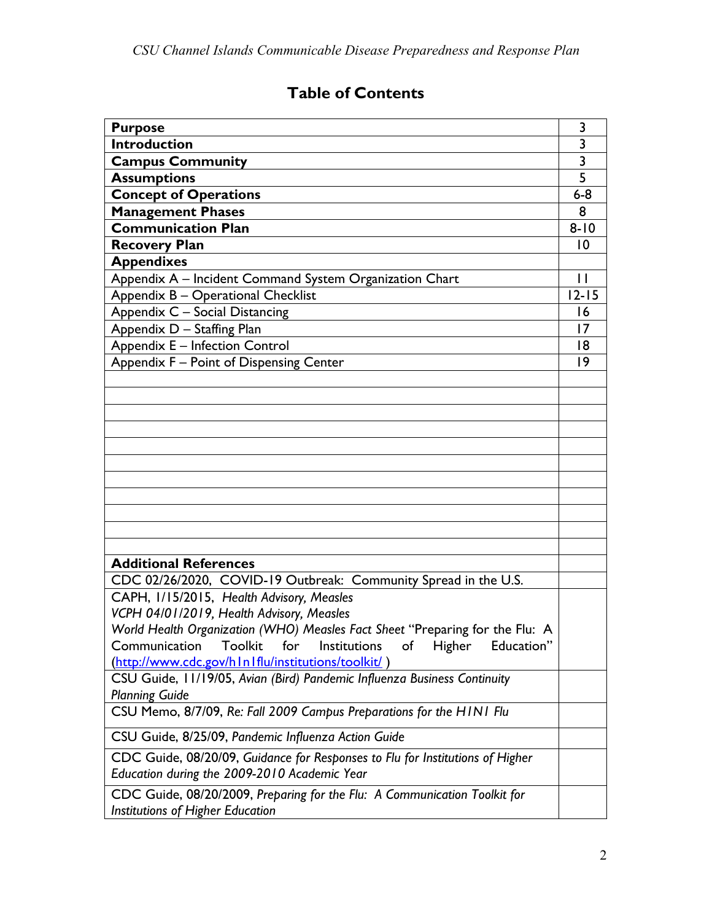# Table of Contents

| | |
|---|---|
| **Purpose** | 3 |
| **Introduction** | 3 |
| **Campus Community** | 3 |
| **Assumptions** | 5 |
| **Concept of Operations** | 6-8 |
| **Management Phases** | 8 |
| **Communication Plan** | 8-10 |
| **Recovery Plan** | 10 |
| **Appendixes** | |
| Appendix A – Incident Command System Organization Chart | 11 |
| Appendix B – Operational Checklist | 12-15 |
| Appendix C – Social Distancing | 16 |
| Appendix D – Staffing Plan | 17 |
| Appendix E – Infection Control | 18 |
| Appendix F – Point of Dispensing Center | 19 |
| | |
| | |
| | |
| | |
| | |
| | |
| | |
| | |
| | |
| | |
| | |
| **Additional References** | |
| CDC 02/26/2020, COVID-19 Outbreak: Community Spread in the U.S. | |
| CAPH, 1/15/2015, *Health Advisory, Measles* *VCPH 04/01/2019, Health Advisory, Measles* *World Health Organization (WHO) Measles Fact Sheet* "Preparing for the Flu: A Communication Toolkit for Institutions of Higher Education" (http://www.cdc.gov/h1n1flu/institutions/toolkit/ ) | |
| CSU Guide, 11/19/05, *Avian (Bird) Pandemic Influenza Business Continuity Planning Guide* | |
| CSU Memo, 8/7/09, *Re: Fall 2009 Campus Preparations for the H1N1 Flu* | |
| CSU Guide, 8/25/09, *Pandemic Influenza Action Guide* | |
| CDC Guide, 08/20/09, *Guidance for Responses to Flu for Institutions of Higher Education during the 2009-2010 Academic Year* | |
| CDC Guide, 08/20/2009, *Preparing for the Flu: A Communication Toolkit for Institutions of Higher Education* | |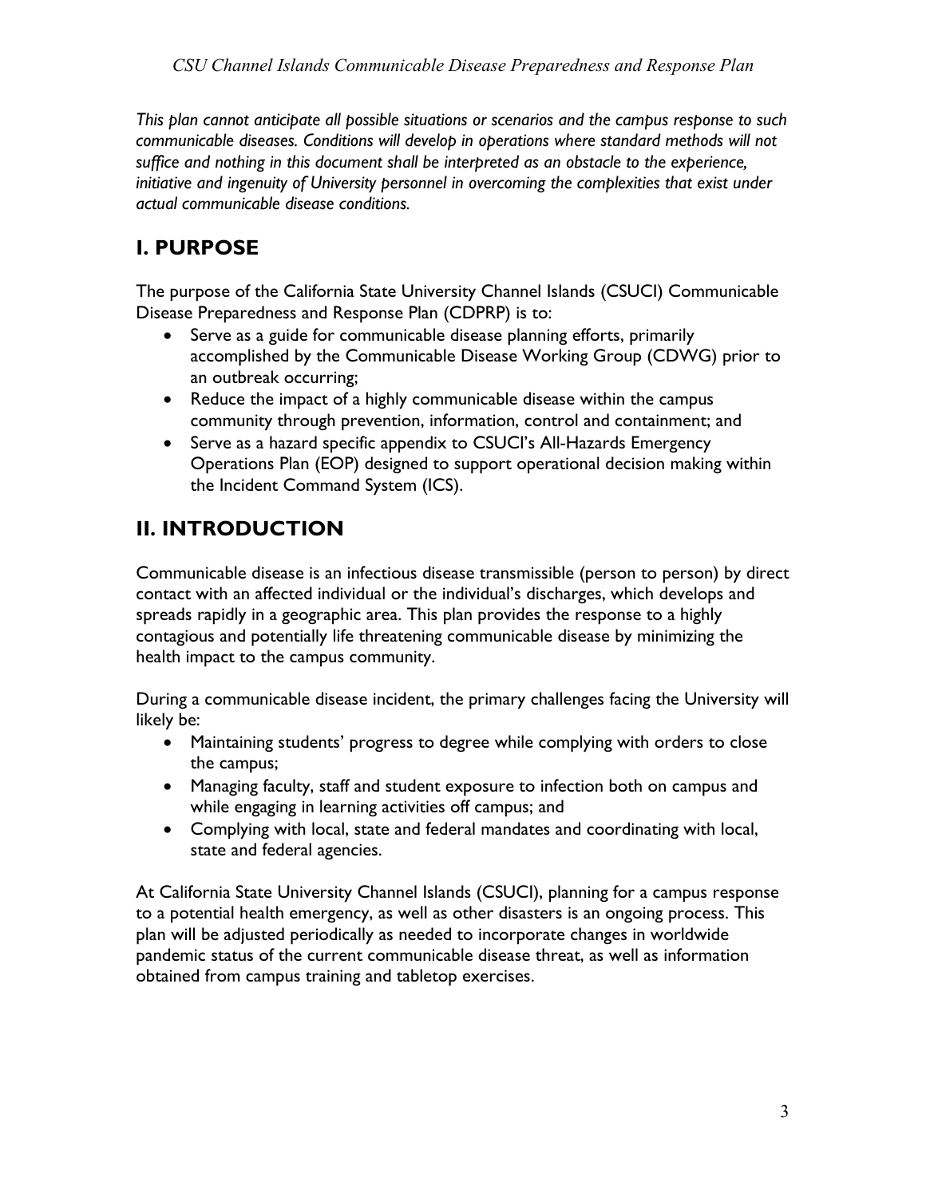*This plan cannot anticipate all possible situations or scenarios and the campus response to such communicable diseases. Conditions will develop in operations where standard methods will not suffice and nothing in this document shall be interpreted as an obstacle to the experience, initiative and ingenuity of University personnel in overcoming the complexities that exist under actual communicable disease conditions.*

## I. PURPOSE

The purpose of the California State University Channel Islands (CSUCI) Communicable Disease Preparedness and Response Plan (CDPRP) is to:

- Serve as a guide for communicable disease planning efforts, primarily accomplished by the Communicable Disease Working Group (CDWG) prior to an outbreak occurring;
- Reduce the impact of a highly communicable disease within the campus community through prevention, information, control and containment; and
- Serve as a hazard specific appendix to CSUCI's All-Hazards Emergency Operations Plan (EOP) designed to support operational decision making within the Incident Command System (ICS).

## II. INTRODUCTION

Communicable disease is an infectious disease transmissible (person to person) by direct contact with an affected individual or the individual's discharges, which develops and spreads rapidly in a geographic area. This plan provides the response to a highly contagious and potentially life threatening communicable disease by minimizing the health impact to the campus community.

During a communicable disease incident, the primary challenges facing the University will likely be:

- Maintaining students' progress to degree while complying with orders to close the campus;
- Managing faculty, staff and student exposure to infection both on campus and while engaging in learning activities off campus; and
- Complying with local, state and federal mandates and coordinating with local, state and federal agencies.

At California State University Channel Islands (CSUCI), planning for a campus response to a potential health emergency, as well as other disasters is an ongoing process. This plan will be adjusted periodically as needed to incorporate changes in worldwide pandemic status of the current communicable disease threat, as well as information obtained from campus training and tabletop exercises.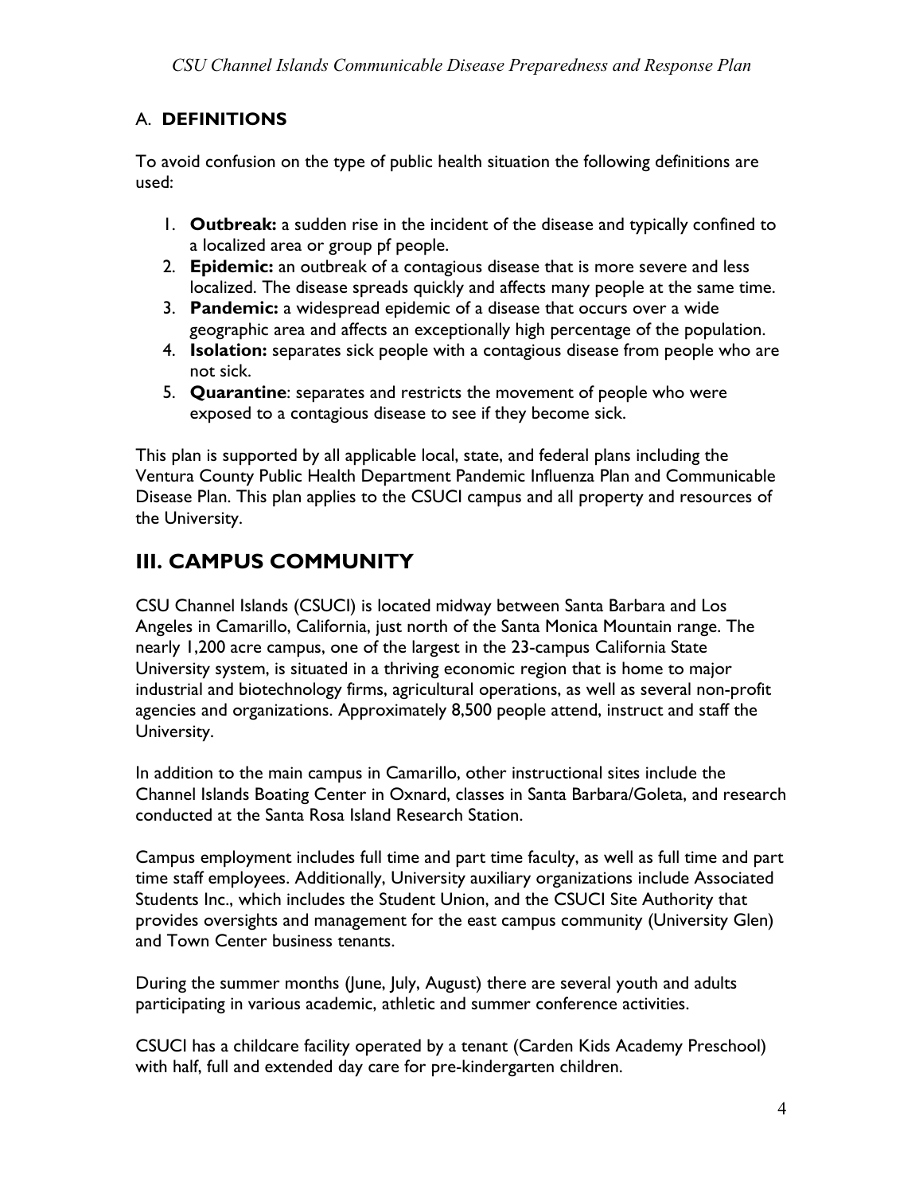### A. **DEFINITIONS**

To avoid confusion on the type of public health situation the following definitions are used:

1. **Outbreak:** a sudden rise in the incident of the disease and typically confined to a localized area or group pf people.
2. **Epidemic:** an outbreak of a contagious disease that is more severe and less localized. The disease spreads quickly and affects many people at the same time.
3. **Pandemic:** a widespread epidemic of a disease that occurs over a wide geographic area and affects an exceptionally high percentage of the population.
4. **Isolation:** separates sick people with a contagious disease from people who are not sick.
5. **Quarantine**: separates and restricts the movement of people who were exposed to a contagious disease to see if they become sick.

This plan is supported by all applicable local, state, and federal plans including the Ventura County Public Health Department Pandemic Influenza Plan and Communicable Disease Plan. This plan applies to the CSUCI campus and all property and resources of the University.

## III. CAMPUS COMMUNITY

CSU Channel Islands (CSUCI) is located midway between Santa Barbara and Los Angeles in Camarillo, California, just north of the Santa Monica Mountain range. The nearly 1,200 acre campus, one of the largest in the 23-campus California State University system, is situated in a thriving economic region that is home to major industrial and biotechnology firms, agricultural operations, as well as several non-profit agencies and organizations. Approximately 8,500 people attend, instruct and staff the University.

In addition to the main campus in Camarillo, other instructional sites include the Channel Islands Boating Center in Oxnard, classes in Santa Barbara/Goleta, and research conducted at the Santa Rosa Island Research Station.

Campus employment includes full time and part time faculty, as well as full time and part time staff employees. Additionally, University auxiliary organizations include Associated Students Inc., which includes the Student Union, and the CSUCI Site Authority that provides oversights and management for the east campus community (University Glen) and Town Center business tenants.

During the summer months (June, July, August) there are several youth and adults participating in various academic, athletic and summer conference activities.

CSUCI has a childcare facility operated by a tenant (Carden Kids Academy Preschool) with half, full and extended day care for pre-kindergarten children.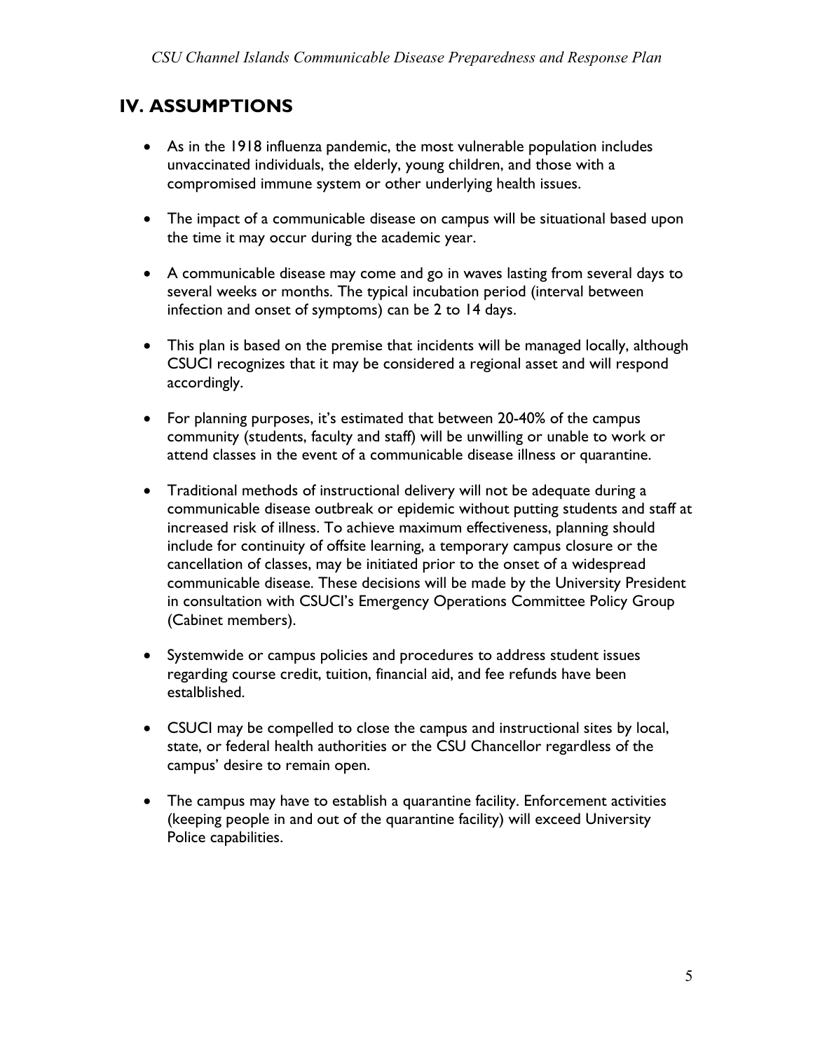## IV. ASSUMPTIONS

- As in the 1918 influenza pandemic, the most vulnerable population includes unvaccinated individuals, the elderly, young children, and those with a compromised immune system or other underlying health issues.

- The impact of a communicable disease on campus will be situational based upon the time it may occur during the academic year.

- A communicable disease may come and go in waves lasting from several days to several weeks or months. The typical incubation period (interval between infection and onset of symptoms) can be 2 to 14 days.

- This plan is based on the premise that incidents will be managed locally, although CSUCI recognizes that it may be considered a regional asset and will respond accordingly.

- For planning purposes, it's estimated that between 20-40% of the campus community (students, faculty and staff) will be unwilling or unable to work or attend classes in the event of a communicable disease illness or quarantine.

- Traditional methods of instructional delivery will not be adequate during a communicable disease outbreak or epidemic without putting students and staff at increased risk of illness. To achieve maximum effectiveness, planning should include for continuity of offsite learning, a temporary campus closure or the cancellation of classes, may be initiated prior to the onset of a widespread communicable disease. These decisions will be made by the University President in consultation with CSUCI's Emergency Operations Committee Policy Group (Cabinet members).

- Systemwide or campus policies and procedures to address student issues regarding course credit, tuition, financial aid, and fee refunds have been estalblished.

- CSUCI may be compelled to close the campus and instructional sites by local, state, or federal health authorities or the CSU Chancellor regardless of the campus' desire to remain open.

- The campus may have to establish a quarantine facility. Enforcement activities (keeping people in and out of the quarantine facility) will exceed University Police capabilities.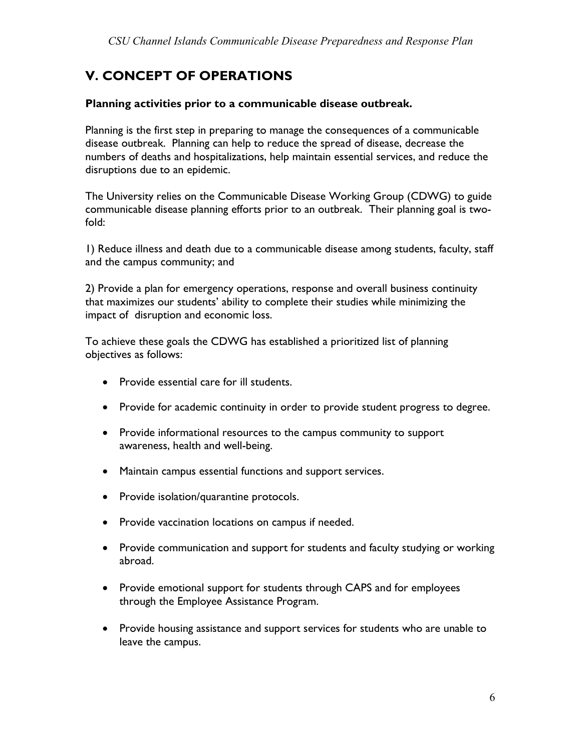## V. CONCEPT OF OPERATIONS

**Planning activities prior to a communicable disease outbreak.**

Planning is the first step in preparing to manage the consequences of a communicable disease outbreak. Planning can help to reduce the spread of disease, decrease the numbers of deaths and hospitalizations, help maintain essential services, and reduce the disruptions due to an epidemic.

The University relies on the Communicable Disease Working Group (CDWG) to guide communicable disease planning efforts prior to an outbreak. Their planning goal is two-fold:

1) Reduce illness and death due to a communicable disease among students, faculty, staff and the campus community; and

2) Provide a plan for emergency operations, response and overall business continuity that maximizes our students' ability to complete their studies while minimizing the impact of disruption and economic loss.

To achieve these goals the CDWG has established a prioritized list of planning objectives as follows:

- Provide essential care for ill students.
- Provide for academic continuity in order to provide student progress to degree.
- Provide informational resources to the campus community to support awareness, health and well-being.
- Maintain campus essential functions and support services.
- Provide isolation/quarantine protocols.
- Provide vaccination locations on campus if needed.
- Provide communication and support for students and faculty studying or working abroad.
- Provide emotional support for students through CAPS and for employees through the Employee Assistance Program.
- Provide housing assistance and support services for students who are unable to leave the campus.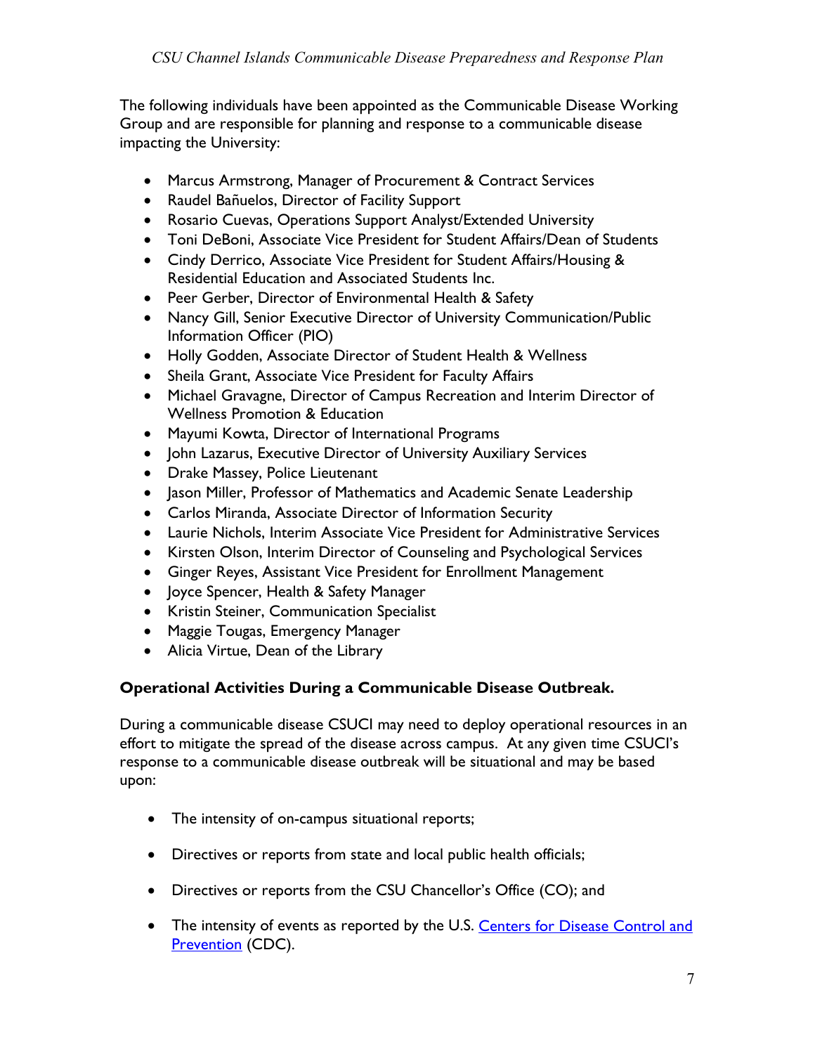The following individuals have been appointed as the Communicable Disease Working Group and are responsible for planning and response to a communicable disease impacting the University:

- Marcus Armstrong, Manager of Procurement & Contract Services
- Raudel Bañuelos, Director of Facility Support
- Rosario Cuevas, Operations Support Analyst/Extended University
- Toni DeBoni, Associate Vice President for Student Affairs/Dean of Students
- Cindy Derrico, Associate Vice President for Student Affairs/Housing & Residential Education and Associated Students Inc.
- Peer Gerber, Director of Environmental Health & Safety
- Nancy Gill, Senior Executive Director of University Communication/Public Information Officer (PIO)
- Holly Godden, Associate Director of Student Health & Wellness
- Sheila Grant, Associate Vice President for Faculty Affairs
- Michael Gravagne, Director of Campus Recreation and Interim Director of Wellness Promotion & Education
- Mayumi Kowta, Director of International Programs
- John Lazarus, Executive Director of University Auxiliary Services
- Drake Massey, Police Lieutenant
- Jason Miller, Professor of Mathematics and Academic Senate Leadership
- Carlos Miranda, Associate Director of Information Security
- Laurie Nichols, Interim Associate Vice President for Administrative Services
- Kirsten Olson, Interim Director of Counseling and Psychological Services
- Ginger Reyes, Assistant Vice President for Enrollment Management
- Joyce Spencer, Health & Safety Manager
- Kristin Steiner, Communication Specialist
- Maggie Tougas, Emergency Manager
- Alicia Virtue, Dean of the Library

## Operational Activities During a Communicable Disease Outbreak.

During a communicable disease CSUCI may need to deploy operational resources in an effort to mitigate the spread of the disease across campus. At any given time CSUCI's response to a communicable disease outbreak will be situational and may be based upon:

- The intensity of on-campus situational reports;
- Directives or reports from state and local public health officials;
- Directives or reports from the CSU Chancellor's Office (CO); and
- The intensity of events as reported by the U.S. Centers for Disease Control and Prevention (CDC).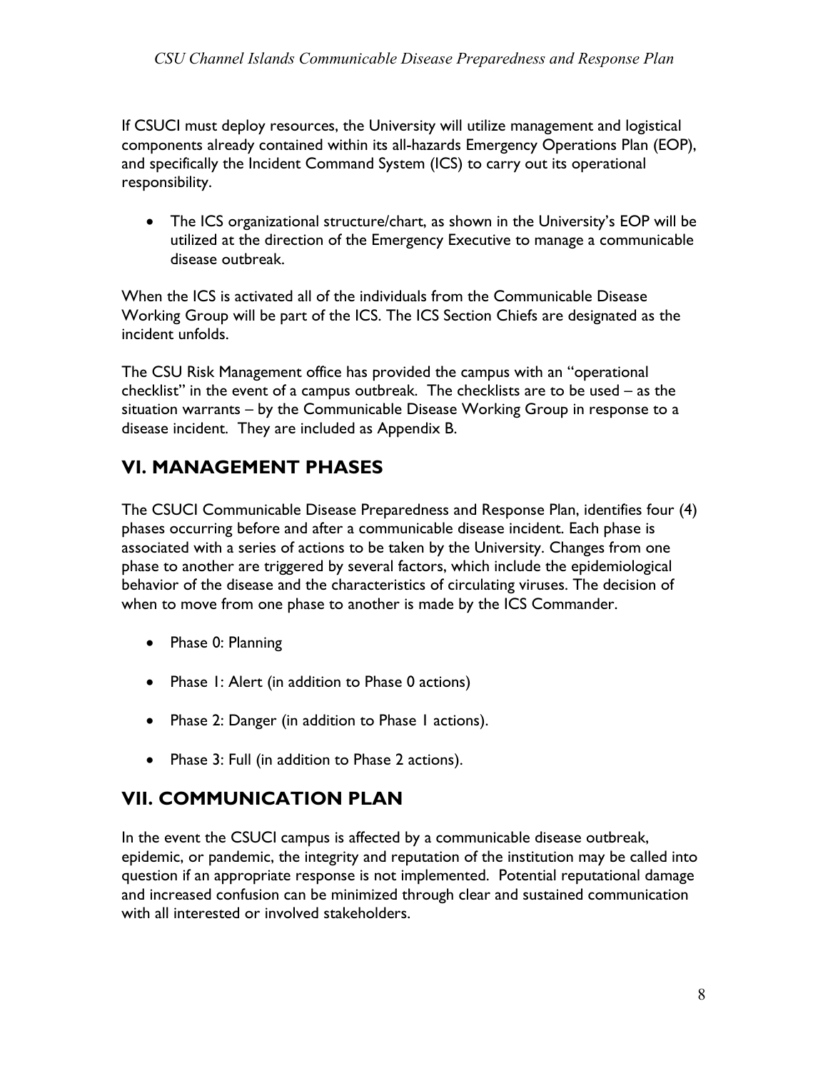If CSUCI must deploy resources, the University will utilize management and logistical components already contained within its all-hazards Emergency Operations Plan (EOP), and specifically the Incident Command System (ICS) to carry out its operational responsibility.

- The ICS organizational structure/chart, as shown in the University's EOP will be utilized at the direction of the Emergency Executive to manage a communicable disease outbreak.

When the ICS is activated all of the individuals from the Communicable Disease Working Group will be part of the ICS. The ICS Section Chiefs are designated as the incident unfolds.

The CSU Risk Management office has provided the campus with an "operational checklist" in the event of a campus outbreak. The checklists are to be used – as the situation warrants – by the Communicable Disease Working Group in response to a disease incident. They are included as Appendix B.

## VI. MANAGEMENT PHASES

The CSUCI Communicable Disease Preparedness and Response Plan, identifies four (4) phases occurring before and after a communicable disease incident. Each phase is associated with a series of actions to be taken by the University. Changes from one phase to another are triggered by several factors, which include the epidemiological behavior of the disease and the characteristics of circulating viruses. The decision of when to move from one phase to another is made by the ICS Commander.

- Phase 0: Planning
- Phase 1: Alert (in addition to Phase 0 actions)
- Phase 2: Danger (in addition to Phase 1 actions).
- Phase 3: Full (in addition to Phase 2 actions).

## VII. COMMUNICATION PLAN

In the event the CSUCI campus is affected by a communicable disease outbreak, epidemic, or pandemic, the integrity and reputation of the institution may be called into question if an appropriate response is not implemented. Potential reputational damage and increased confusion can be minimized through clear and sustained communication with all interested or involved stakeholders.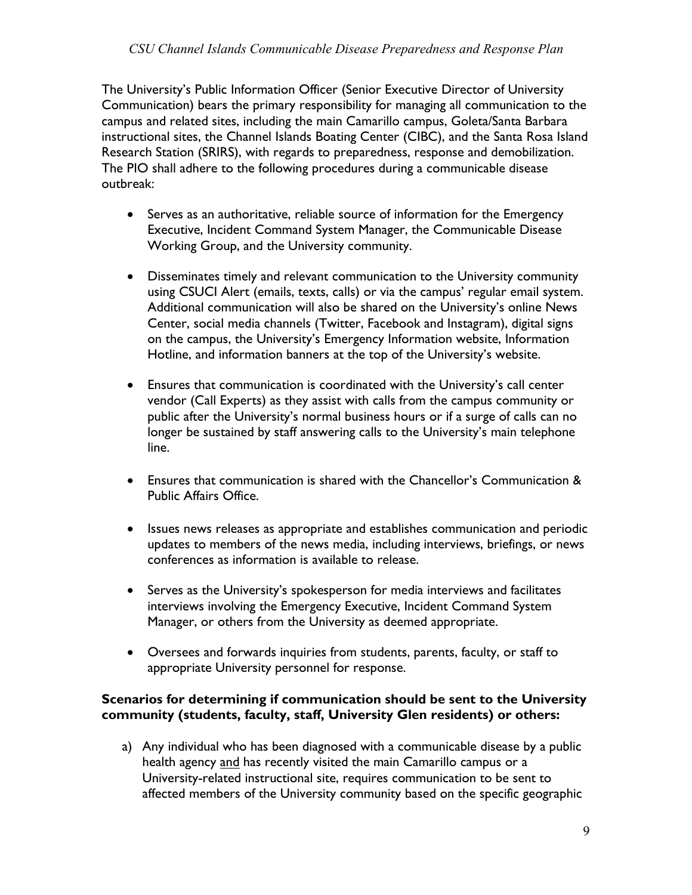The University's Public Information Officer (Senior Executive Director of University Communication) bears the primary responsibility for managing all communication to the campus and related sites, including the main Camarillo campus, Goleta/Santa Barbara instructional sites, the Channel Islands Boating Center (CIBC), and the Santa Rosa Island Research Station (SRIRS), with regards to preparedness, response and demobilization. The PIO shall adhere to the following procedures during a communicable disease outbreak:

- Serves as an authoritative, reliable source of information for the Emergency Executive, Incident Command System Manager, the Communicable Disease Working Group, and the University community.
- Disseminates timely and relevant communication to the University community using CSUCI Alert (emails, texts, calls) or via the campus' regular email system. Additional communication will also be shared on the University's online News Center, social media channels (Twitter, Facebook and Instagram), digital signs on the campus, the University's Emergency Information website, Information Hotline, and information banners at the top of the University's website.
- Ensures that communication is coordinated with the University's call center vendor (Call Experts) as they assist with calls from the campus community or public after the University's normal business hours or if a surge of calls can no longer be sustained by staff answering calls to the University's main telephone line.
- Ensures that communication is shared with the Chancellor's Communication & Public Affairs Office.
- Issues news releases as appropriate and establishes communication and periodic updates to members of the news media, including interviews, briefings, or news conferences as information is available to release.
- Serves as the University's spokesperson for media interviews and facilitates interviews involving the Emergency Executive, Incident Command System Manager, or others from the University as deemed appropriate.
- Oversees and forwards inquiries from students, parents, faculty, or staff to appropriate University personnel for response.

**Scenarios for determining if communication should be sent to the University community (students, faculty, staff, University Glen residents) or others:**

a) Any individual who has been diagnosed with a communicable disease by a public health agency <u>and</u> has recently visited the main Camarillo campus or a University-related instructional site, requires communication to be sent to affected members of the University community based on the specific geographic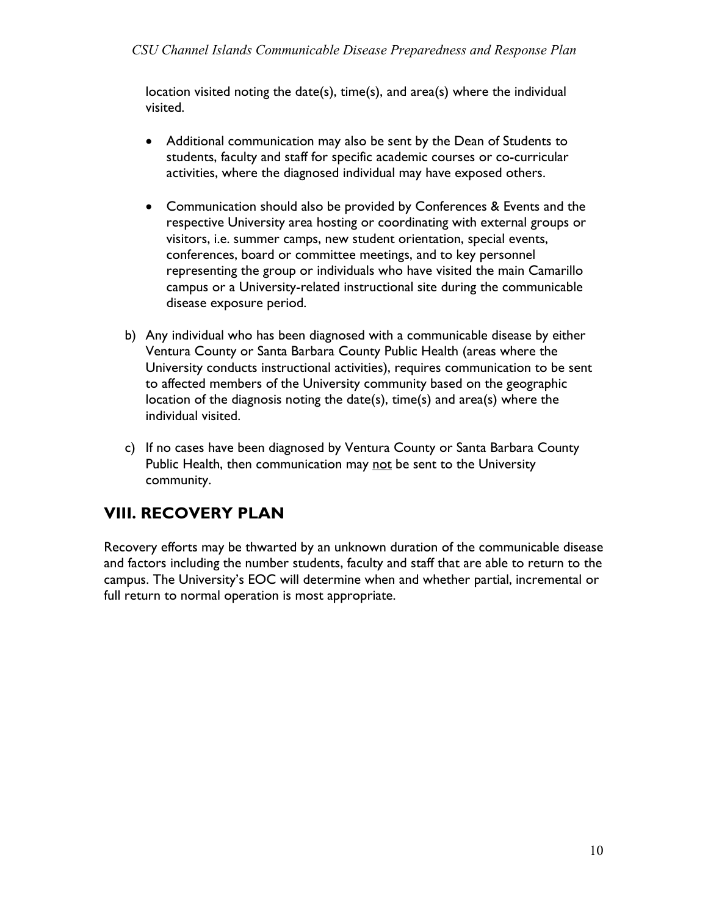location visited noting the date(s), time(s), and area(s) where the individual visited.

- Additional communication may also be sent by the Dean of Students to students, faculty and staff for specific academic courses or co-curricular activities, where the diagnosed individual may have exposed others.

- Communication should also be provided by Conferences & Events and the respective University area hosting or coordinating with external groups or visitors, i.e. summer camps, new student orientation, special events, conferences, board or committee meetings, and to key personnel representing the group or individuals who have visited the main Camarillo campus or a University-related instructional site during the communicable disease exposure period.

b) Any individual who has been diagnosed with a communicable disease by either Ventura County or Santa Barbara County Public Health (areas where the University conducts instructional activities), requires communication to be sent to affected members of the University community based on the geographic location of the diagnosis noting the date(s), time(s) and area(s) where the individual visited.

c) If no cases have been diagnosed by Ventura County or Santa Barbara County Public Health, then communication may <u>not</u> be sent to the University community.

## VIII. RECOVERY PLAN

Recovery efforts may be thwarted by an unknown duration of the communicable disease and factors including the number students, faculty and staff that are able to return to the campus. The University's EOC will determine when and whether partial, incremental or full return to normal operation is most appropriate.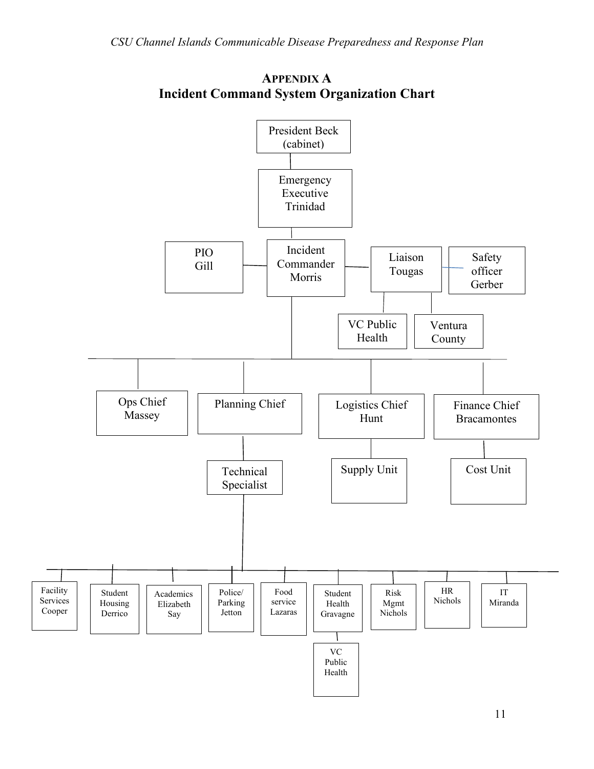## APPENDIX A
## Incident Command System Organization Chart

- President Beck (cabinet)
  - Emergency Executive Trinidad
    - Incident Commander Morris
      - PIO Gill
      - Liaison Tougas
        - Safety officer Gerber
        - VC Public Health
        - Ventura County
      - Ops Chief Massey
      - Planning Chief
        - Technical Specialist
          - Facility Services Cooper
          - Student Housing Derrico
          - Academics Elizabeth Say
          - Police/ Parking Jetton
          - Food service Lazaras
          - Student Health Gravagne
            - VC Public Health
          - Risk Mgmt Nichols
          - HR Nichols
          - IT Miranda
      - Logistics Chief Hunt
        - Supply Unit
      - Finance Chief Bracamontes
        - Cost Unit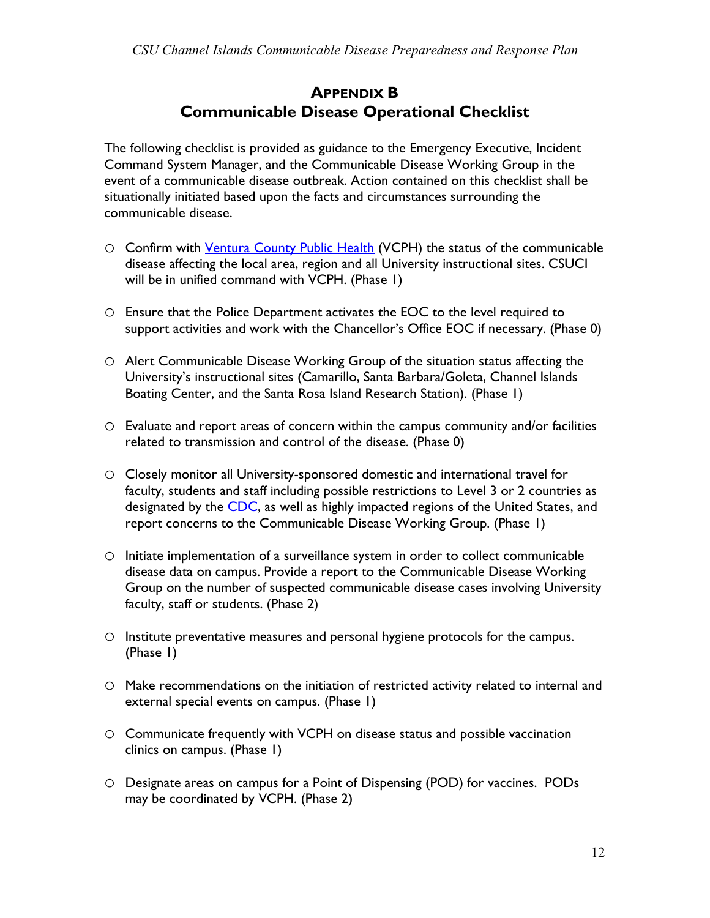## APPENDIX B
## Communicable Disease Operational Checklist

The following checklist is provided as guidance to the Emergency Executive, Incident Command System Manager, and the Communicable Disease Working Group in the event of a communicable disease outbreak. Action contained on this checklist shall be situationally initiated based upon the facts and circumstances surrounding the communicable disease.

- ○ Confirm with Ventura County Public Health (VCPH) the status of the communicable disease affecting the local area, region and all University instructional sites. CSUCI will be in unified command with VCPH. (Phase 1)

- ○ Ensure that the Police Department activates the EOC to the level required to support activities and work with the Chancellor's Office EOC if necessary. (Phase 0)

- ○ Alert Communicable Disease Working Group of the situation status affecting the University's instructional sites (Camarillo, Santa Barbara/Goleta, Channel Islands Boating Center, and the Santa Rosa Island Research Station). (Phase 1)

- ○ Evaluate and report areas of concern within the campus community and/or facilities related to transmission and control of the disease. (Phase 0)

- ○ Closely monitor all University-sponsored domestic and international travel for faculty, students and staff including possible restrictions to Level 3 or 2 countries as designated by the CDC, as well as highly impacted regions of the United States, and report concerns to the Communicable Disease Working Group. (Phase 1)

- ○ Initiate implementation of a surveillance system in order to collect communicable disease data on campus. Provide a report to the Communicable Disease Working Group on the number of suspected communicable disease cases involving University faculty, staff or students. (Phase 2)

- ○ Institute preventative measures and personal hygiene protocols for the campus. (Phase 1)

- ○ Make recommendations on the initiation of restricted activity related to internal and external special events on campus. (Phase 1)

- ○ Communicate frequently with VCPH on disease status and possible vaccination clinics on campus. (Phase 1)

- ○ Designate areas on campus for a Point of Dispensing (POD) for vaccines. PODs may be coordinated by VCPH. (Phase 2)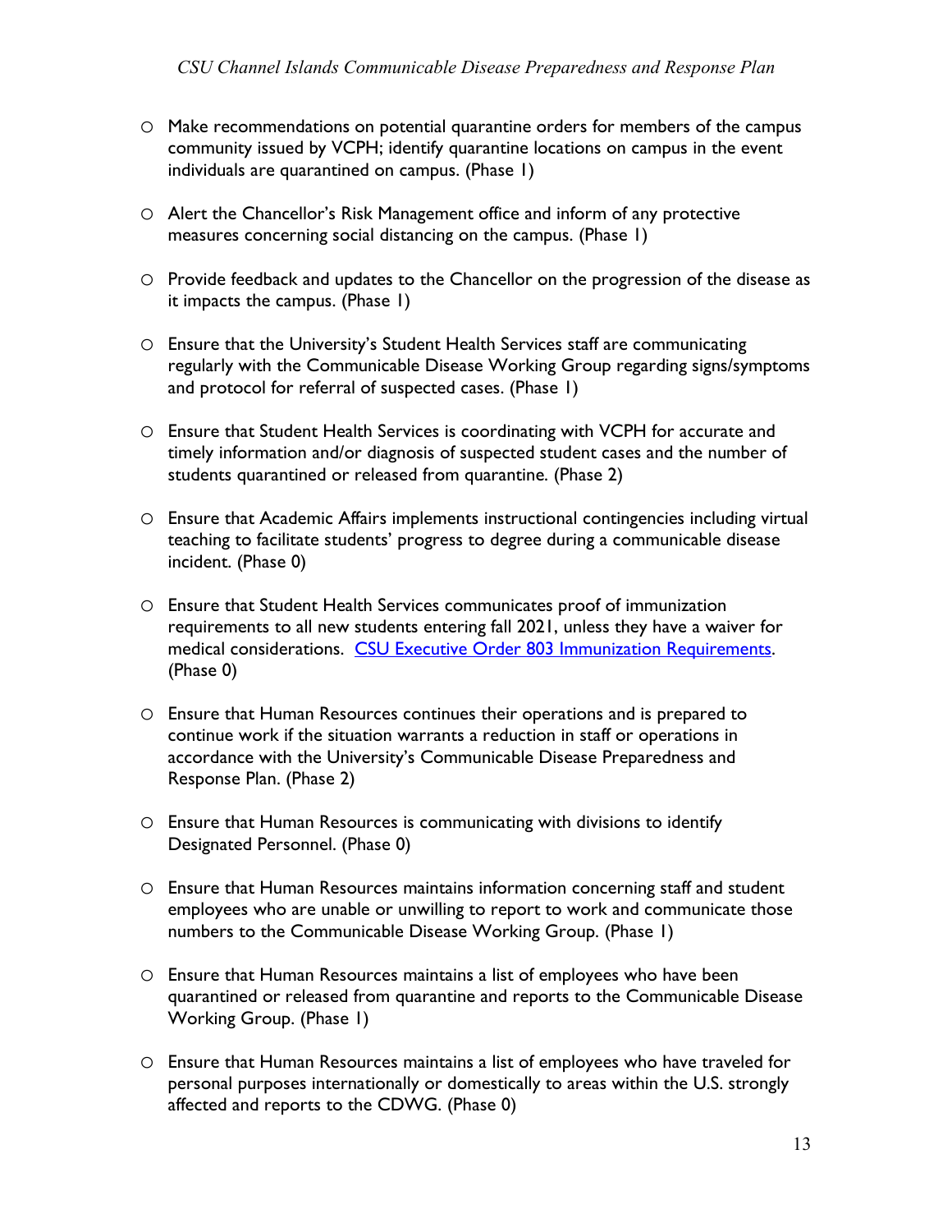- Make recommendations on potential quarantine orders for members of the campus community issued by VCPH; identify quarantine locations on campus in the event individuals are quarantined on campus. (Phase 1)

- Alert the Chancellor's Risk Management office and inform of any protective measures concerning social distancing on the campus. (Phase 1)

- Provide feedback and updates to the Chancellor on the progression of the disease as it impacts the campus. (Phase 1)

- Ensure that the University's Student Health Services staff are communicating regularly with the Communicable Disease Working Group regarding signs/symptoms and protocol for referral of suspected cases. (Phase 1)

- Ensure that Student Health Services is coordinating with VCPH for accurate and timely information and/or diagnosis of suspected student cases and the number of students quarantined or released from quarantine. (Phase 2)

- Ensure that Academic Affairs implements instructional contingencies including virtual teaching to facilitate students' progress to degree during a communicable disease incident. (Phase 0)

- Ensure that Student Health Services communicates proof of immunization requirements to all new students entering fall 2021, unless they have a waiver for medical considerations. [CSU Executive Order 803 Immunization Requirements](). (Phase 0)

- Ensure that Human Resources continues their operations and is prepared to continue work if the situation warrants a reduction in staff or operations in accordance with the University's Communicable Disease Preparedness and Response Plan. (Phase 2)

- Ensure that Human Resources is communicating with divisions to identify Designated Personnel. (Phase 0)

- Ensure that Human Resources maintains information concerning staff and student employees who are unable or unwilling to report to work and communicate those numbers to the Communicable Disease Working Group. (Phase 1)

- Ensure that Human Resources maintains a list of employees who have been quarantined or released from quarantine and reports to the Communicable Disease Working Group. (Phase 1)

- Ensure that Human Resources maintains a list of employees who have traveled for personal purposes internationally or domestically to areas within the U.S. strongly affected and reports to the CDWG. (Phase 0)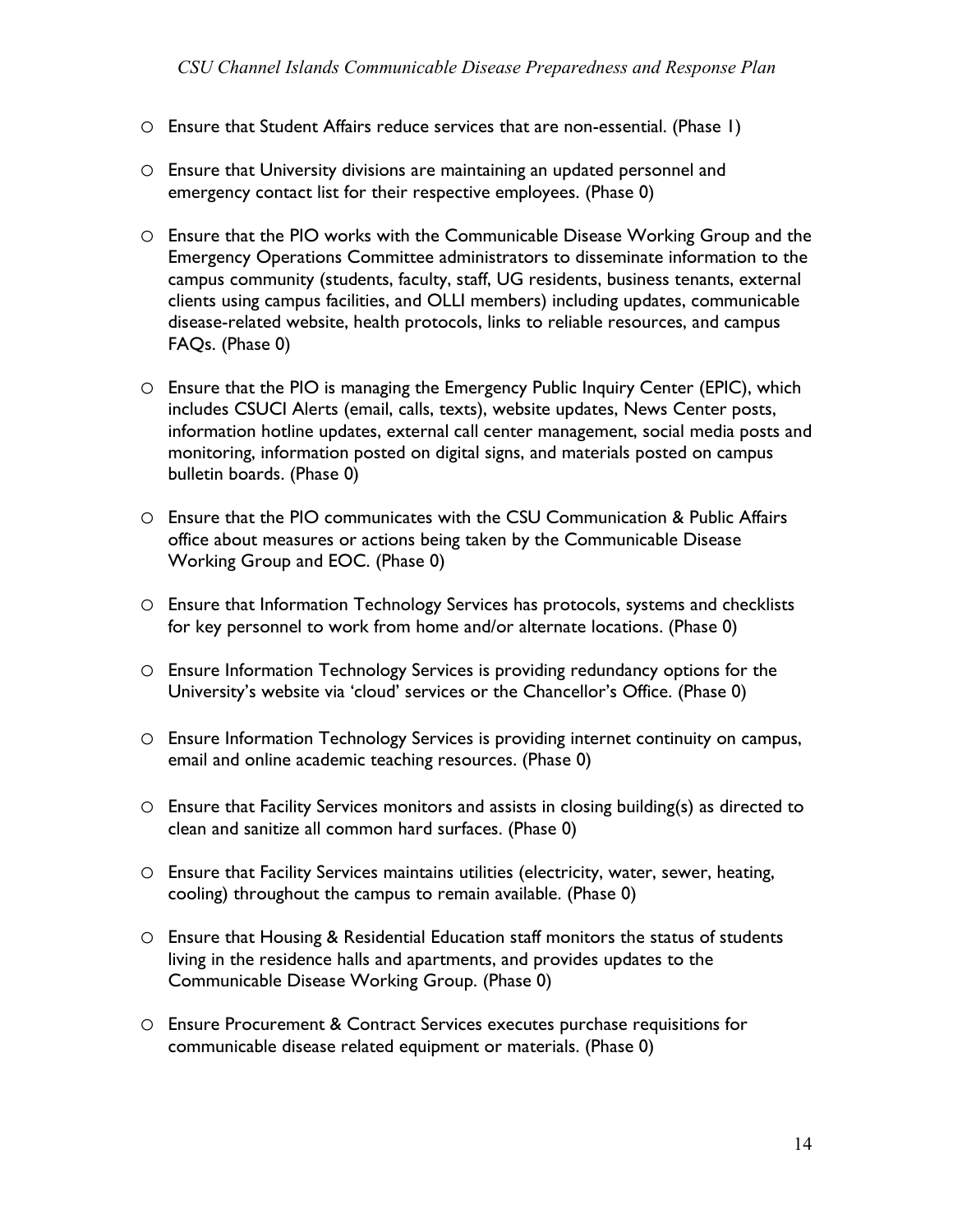- Ensure that Student Affairs reduce services that are non-essential. (Phase 1)
- Ensure that University divisions are maintaining an updated personnel and emergency contact list for their respective employees. (Phase 0)
- Ensure that the PIO works with the Communicable Disease Working Group and the Emergency Operations Committee administrators to disseminate information to the campus community (students, faculty, staff, UG residents, business tenants, external clients using campus facilities, and OLLI members) including updates, communicable disease-related website, health protocols, links to reliable resources, and campus FAQs. (Phase 0)
- Ensure that the PIO is managing the Emergency Public Inquiry Center (EPIC), which includes CSUCI Alerts (email, calls, texts), website updates, News Center posts, information hotline updates, external call center management, social media posts and monitoring, information posted on digital signs, and materials posted on campus bulletin boards. (Phase 0)
- Ensure that the PIO communicates with the CSU Communication & Public Affairs office about measures or actions being taken by the Communicable Disease Working Group and EOC. (Phase 0)
- Ensure that Information Technology Services has protocols, systems and checklists for key personnel to work from home and/or alternate locations. (Phase 0)
- Ensure Information Technology Services is providing redundancy options for the University's website via 'cloud' services or the Chancellor's Office. (Phase 0)
- Ensure Information Technology Services is providing internet continuity on campus, email and online academic teaching resources. (Phase 0)
- Ensure that Facility Services monitors and assists in closing building(s) as directed to clean and sanitize all common hard surfaces. (Phase 0)
- Ensure that Facility Services maintains utilities (electricity, water, sewer, heating, cooling) throughout the campus to remain available. (Phase 0)
- Ensure that Housing & Residential Education staff monitors the status of students living in the residence halls and apartments, and provides updates to the Communicable Disease Working Group. (Phase 0)
- Ensure Procurement & Contract Services executes purchase requisitions for communicable disease related equipment or materials. (Phase 0)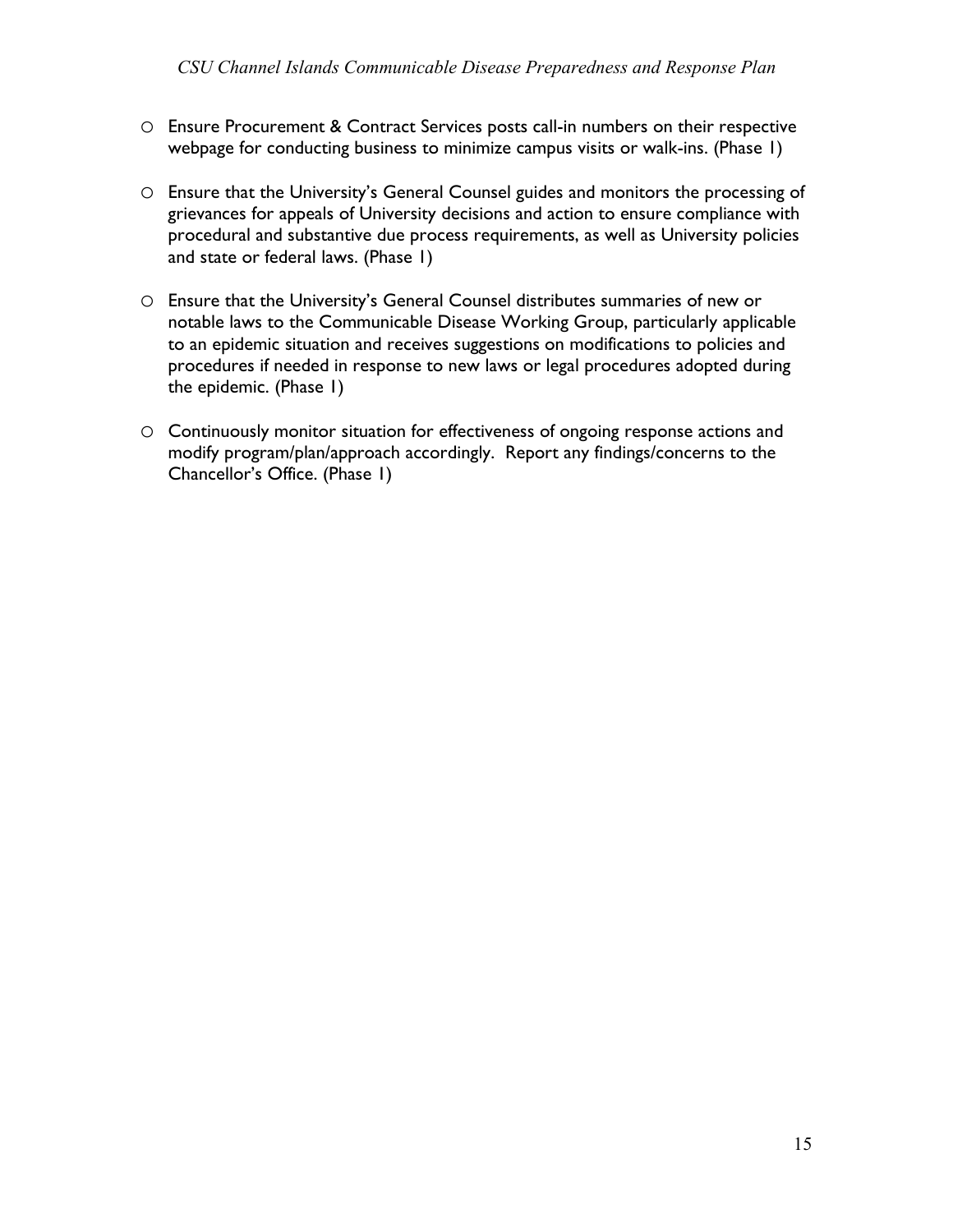- Ensure Procurement & Contract Services posts call-in numbers on their respective webpage for conducting business to minimize campus visits or walk-ins. (Phase 1)

- Ensure that the University's General Counsel guides and monitors the processing of grievances for appeals of University decisions and action to ensure compliance with procedural and substantive due process requirements, as well as University policies and state or federal laws. (Phase 1)

- Ensure that the University's General Counsel distributes summaries of new or notable laws to the Communicable Disease Working Group, particularly applicable to an epidemic situation and receives suggestions on modifications to policies and procedures if needed in response to new laws or legal procedures adopted during the epidemic. (Phase 1)

- Continuously monitor situation for effectiveness of ongoing response actions and modify program/plan/approach accordingly. Report any findings/concerns to the Chancellor's Office. (Phase 1)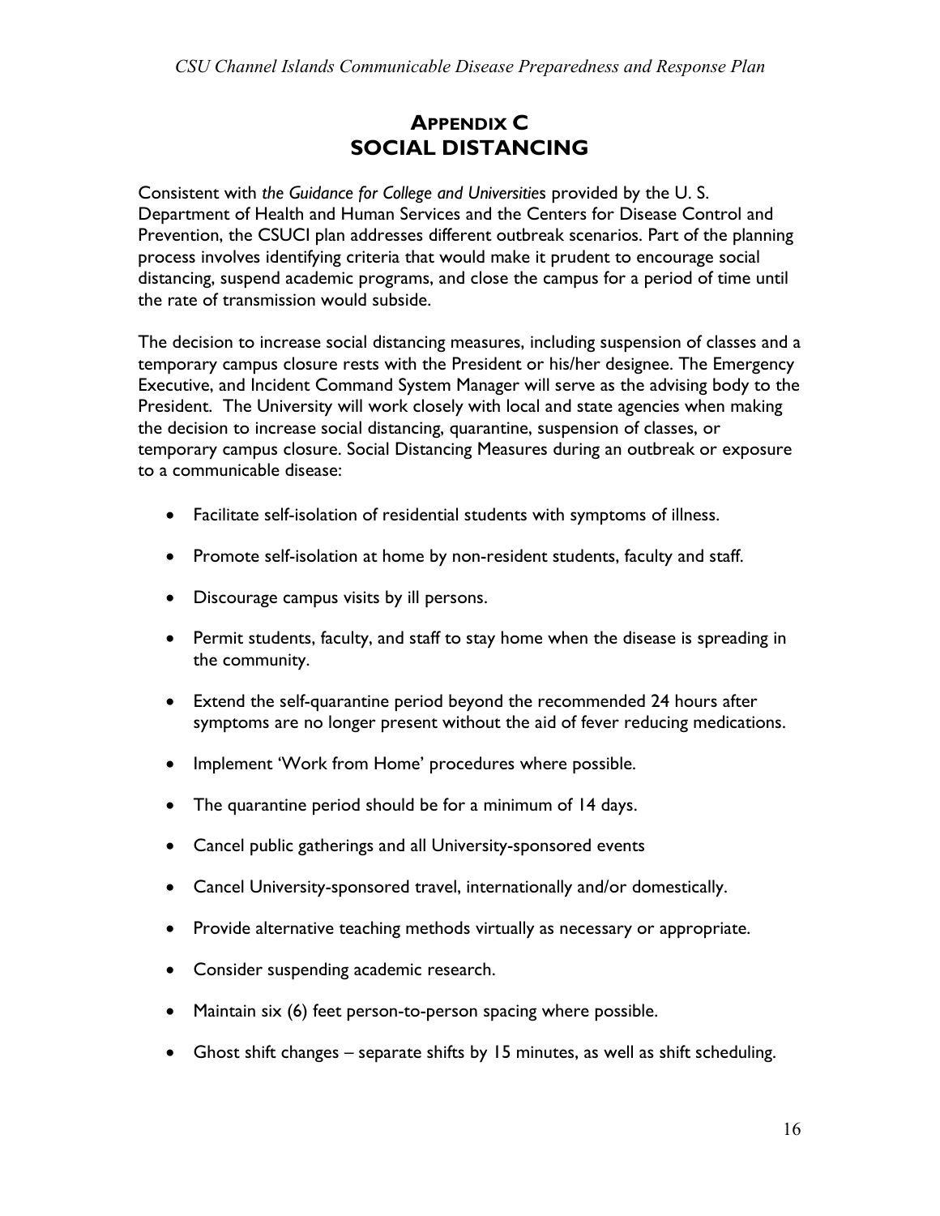# APPENDIX C
# SOCIAL DISTANCING

Consistent with *the Guidance for College and Universities* provided by the U. S. Department of Health and Human Services and the Centers for Disease Control and Prevention, the CSUCI plan addresses different outbreak scenarios. Part of the planning process involves identifying criteria that would make it prudent to encourage social distancing, suspend academic programs, and close the campus for a period of time until the rate of transmission would subside.

The decision to increase social distancing measures, including suspension of classes and a temporary campus closure rests with the President or his/her designee. The Emergency Executive, and Incident Command System Manager will serve as the advising body to the President. The University will work closely with local and state agencies when making the decision to increase social distancing, quarantine, suspension of classes, or temporary campus closure. Social Distancing Measures during an outbreak or exposure to a communicable disease:

- Facilitate self-isolation of residential students with symptoms of illness.
- Promote self-isolation at home by non-resident students, faculty and staff.
- Discourage campus visits by ill persons.
- Permit students, faculty, and staff to stay home when the disease is spreading in the community.
- Extend the self-quarantine period beyond the recommended 24 hours after symptoms are no longer present without the aid of fever reducing medications.
- Implement 'Work from Home' procedures where possible.
- The quarantine period should be for a minimum of 14 days.
- Cancel public gatherings and all University-sponsored events
- Cancel University-sponsored travel, internationally and/or domestically.
- Provide alternative teaching methods virtually as necessary or appropriate.
- Consider suspending academic research.
- Maintain six (6) feet person-to-person spacing where possible.
- Ghost shift changes – separate shifts by 15 minutes, as well as shift scheduling.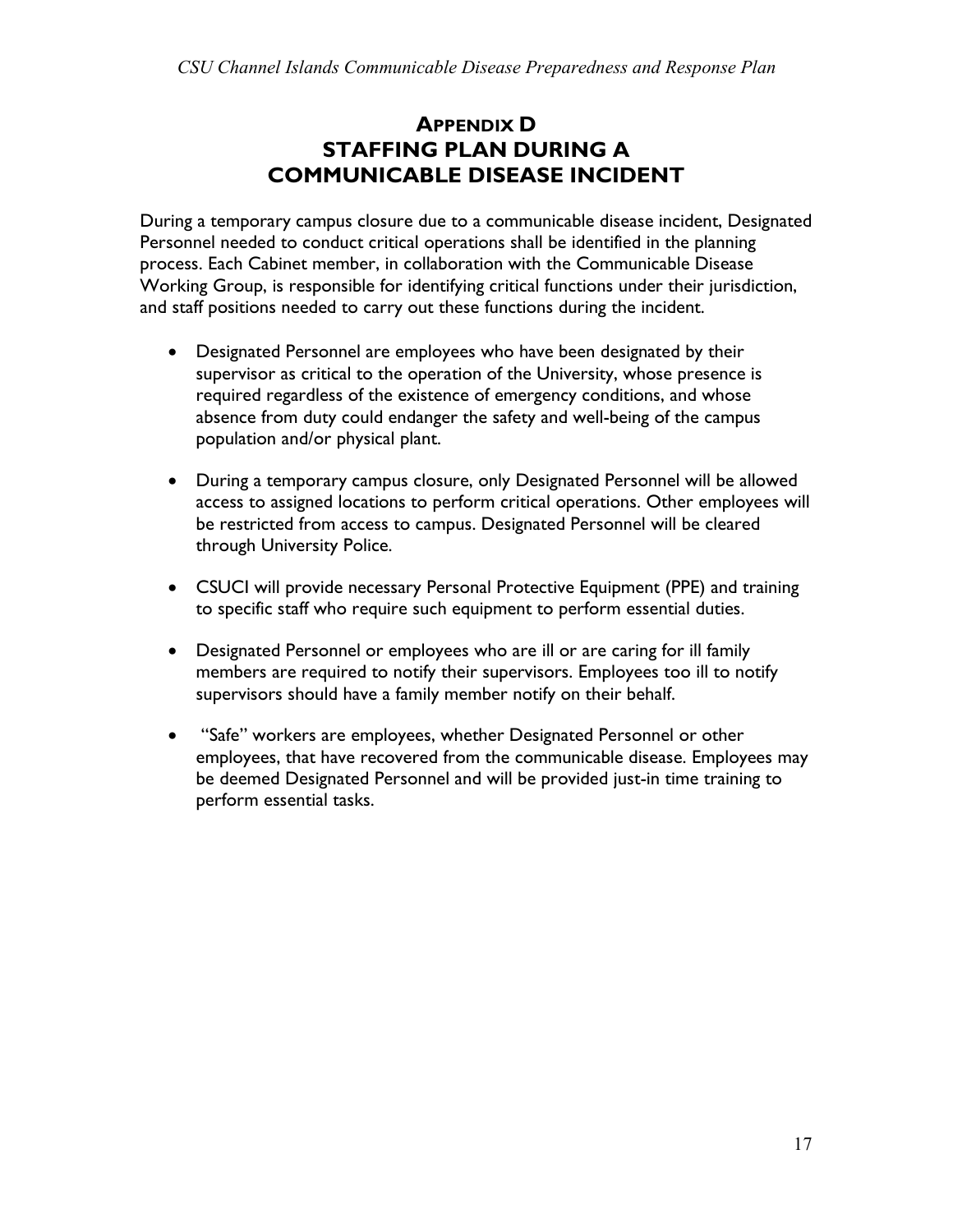# APPENDIX D
# STAFFING PLAN DURING A COMMUNICABLE DISEASE INCIDENT

During a temporary campus closure due to a communicable disease incident, Designated Personnel needed to conduct critical operations shall be identified in the planning process. Each Cabinet member, in collaboration with the Communicable Disease Working Group, is responsible for identifying critical functions under their jurisdiction, and staff positions needed to carry out these functions during the incident.

- Designated Personnel are employees who have been designated by their supervisor as critical to the operation of the University, whose presence is required regardless of the existence of emergency conditions, and whose absence from duty could endanger the safety and well-being of the campus population and/or physical plant.

- During a temporary campus closure, only Designated Personnel will be allowed access to assigned locations to perform critical operations. Other employees will be restricted from access to campus. Designated Personnel will be cleared through University Police.

- CSUCI will provide necessary Personal Protective Equipment (PPE) and training to specific staff who require such equipment to perform essential duties.

- Designated Personnel or employees who are ill or are caring for ill family members are required to notify their supervisors. Employees too ill to notify supervisors should have a family member notify on their behalf.

- "Safe" workers are employees, whether Designated Personnel or other employees, that have recovered from the communicable disease. Employees may be deemed Designated Personnel and will be provided just-in time training to perform essential tasks.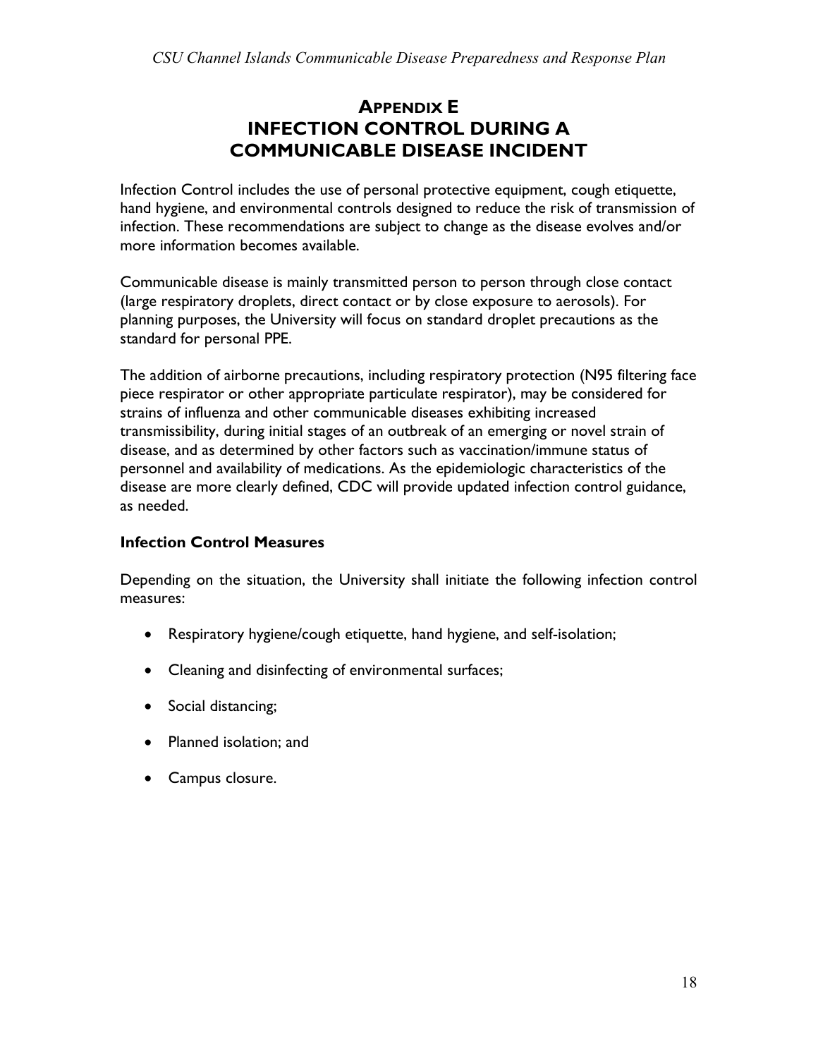# Appendix E
# INFECTION CONTROL DURING A COMMUNICABLE DISEASE INCIDENT

Infection Control includes the use of personal protective equipment, cough etiquette, hand hygiene, and environmental controls designed to reduce the risk of transmission of infection. These recommendations are subject to change as the disease evolves and/or more information becomes available.

Communicable disease is mainly transmitted person to person through close contact (large respiratory droplets, direct contact or by close exposure to aerosols). For planning purposes, the University will focus on standard droplet precautions as the standard for personal PPE.

The addition of airborne precautions, including respiratory protection (N95 filtering face piece respirator or other appropriate particulate respirator), may be considered for strains of influenza and other communicable diseases exhibiting increased transmissibility, during initial stages of an outbreak of an emerging or novel strain of disease, and as determined by other factors such as vaccination/immune status of personnel and availability of medications. As the epidemiologic characteristics of the disease are more clearly defined, CDC will provide updated infection control guidance, as needed.

### Infection Control Measures

Depending on the situation, the University shall initiate the following infection control measures:

- Respiratory hygiene/cough etiquette, hand hygiene, and self-isolation;
- Cleaning and disinfecting of environmental surfaces;
- Social distancing;
- Planned isolation; and
- Campus closure.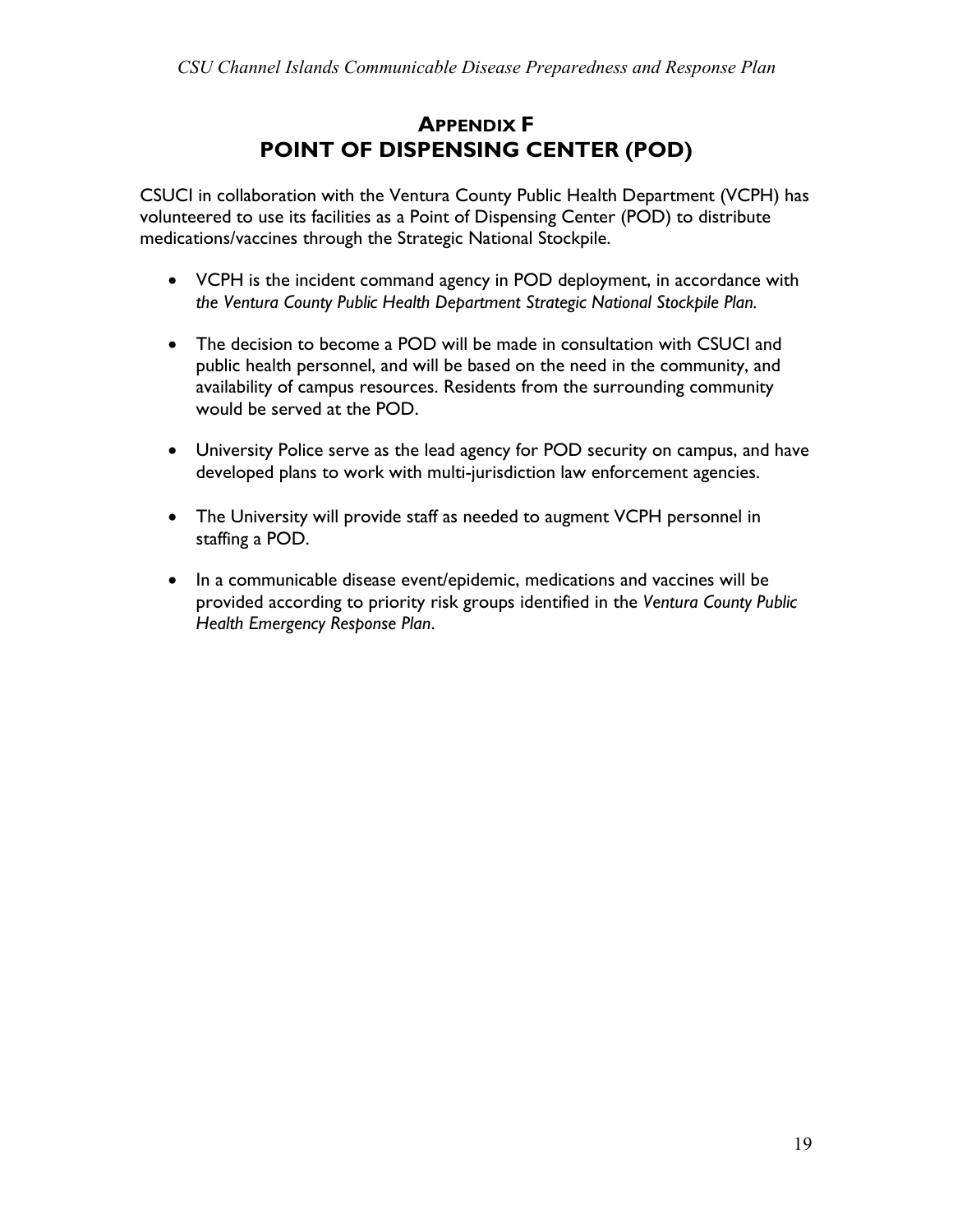# Appendix F
# POINT OF DISPENSING CENTER (POD)

CSUCI in collaboration with the Ventura County Public Health Department (VCPH) has volunteered to use its facilities as a Point of Dispensing Center (POD) to distribute medications/vaccines through the Strategic National Stockpile.

- VCPH is the incident command agency in POD deployment, in accordance with *the Ventura County Public Health Department Strategic National Stockpile Plan*.
- The decision to become a POD will be made in consultation with CSUCI and public health personnel, and will be based on the need in the community, and availability of campus resources. Residents from the surrounding community would be served at the POD.
- University Police serve as the lead agency for POD security on campus, and have developed plans to work with multi-jurisdiction law enforcement agencies.
- The University will provide staff as needed to augment VCPH personnel in staffing a POD.
- In a communicable disease event/epidemic, medications and vaccines will be provided according to priority risk groups identified in the *Ventura County Public Health Emergency Response Plan*.